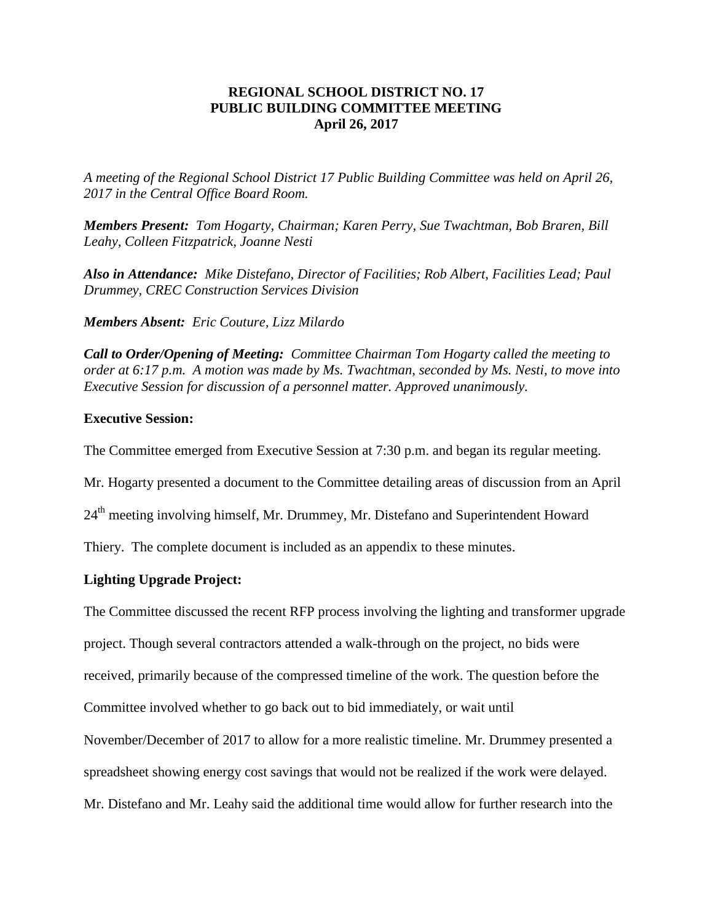**REGIONAL SCHOOL DISTRICT NO. 17**
**PUBLIC BUILDING COMMITTEE MEETING**
**April 26, 2017**

*A meeting of the Regional School District 17 Public Building Committee was held on April 26, 2017 in the Central Office Board Room.*

***Members Present:*** *Tom Hogarty, Chairman; Karen Perry, Sue Twachtman, Bob Braren, Bill Leahy, Colleen Fitzpatrick, Joanne Nesti*

***Also in Attendance:*** *Mike Distefano, Director of Facilities; Rob Albert, Facilities Lead; Paul Drummey, CREC Construction Services Division*

***Members Absent:*** *Eric Couture, Lizz Milardo*

***Call to Order/Opening of Meeting:*** *Committee Chairman Tom Hogarty called the meeting to order at 6:17 p.m. A motion was made by Ms. Twachtman, seconded by Ms. Nesti, to move into Executive Session for discussion of a personnel matter. Approved unanimously.*

**Executive Session:**

The Committee emerged from Executive Session at 7:30 p.m. and began its regular meeting.

Mr. Hogarty presented a document to the Committee detailing areas of discussion from an April 24th meeting involving himself, Mr. Drummey, Mr. Distefano and Superintendent Howard Thiery. The complete document is included as an appendix to these minutes.

**Lighting Upgrade Project:**

The Committee discussed the recent RFP process involving the lighting and transformer upgrade project. Though several contractors attended a walk-through on the project, no bids were received, primarily because of the compressed timeline of the work. The question before the Committee involved whether to go back out to bid immediately, or wait until November/December of 2017 to allow for a more realistic timeline. Mr. Drummey presented a spreadsheet showing energy cost savings that would not be realized if the work were delayed. Mr. Distefano and Mr. Leahy said the additional time would allow for further research into the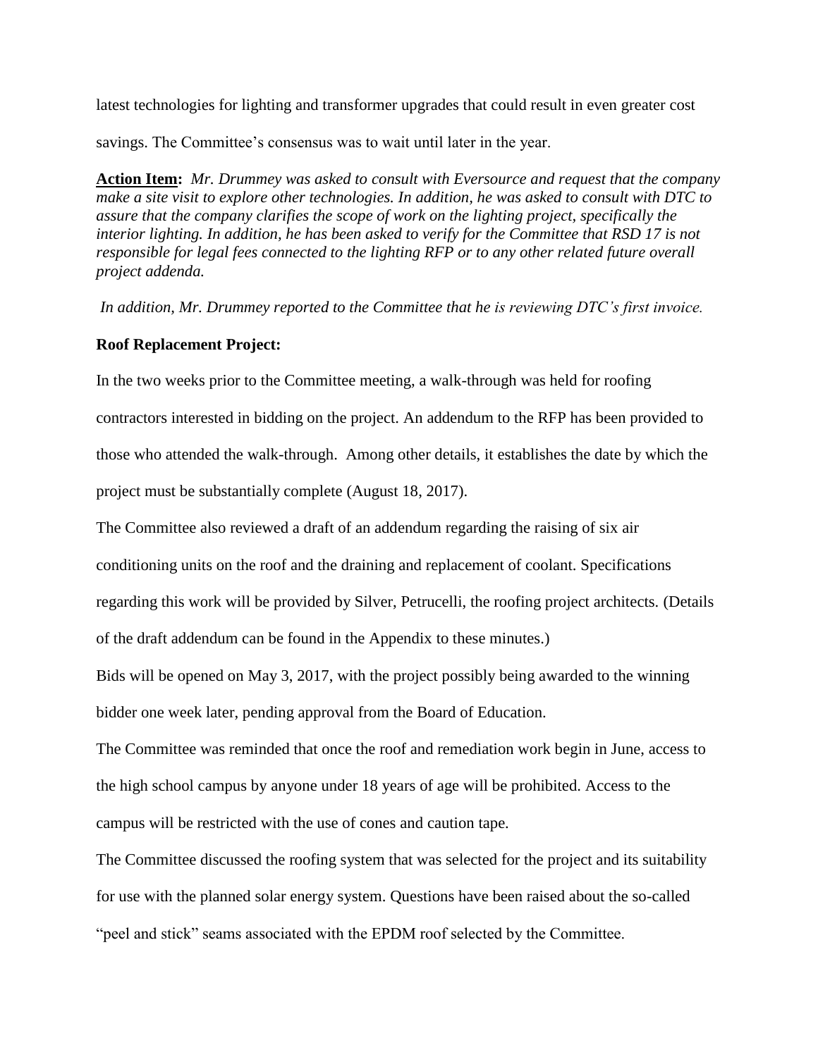latest technologies for lighting and transformer upgrades that could result in even greater cost savings. The Committee's consensus was to wait until later in the year.

**Action Item:** *Mr. Drummey was asked to consult with Eversource and request that the company make a site visit to explore other technologies. In addition, he was asked to consult with DTC to assure that the company clarifies the scope of work on the lighting project, specifically the interior lighting. In addition, he has been asked to verify for the Committee that RSD 17 is not responsible for legal fees connected to the lighting RFP or to any other related future overall project addenda.*

*In addition, Mr. Drummey reported to the Committee that he is reviewing DTC's first invoice.*

**Roof Replacement Project:**

In the two weeks prior to the Committee meeting, a walk-through was held for roofing contractors interested in bidding on the project. An addendum to the RFP has been provided to those who attended the walk-through. Among other details, it establishes the date by which the project must be substantially complete (August 18, 2017).

The Committee also reviewed a draft of an addendum regarding the raising of six air conditioning units on the roof and the draining and replacement of coolant. Specifications regarding this work will be provided by Silver, Petrucelli, the roofing project architects. (Details of the draft addendum can be found in the Appendix to these minutes.)

Bids will be opened on May 3, 2017, with the project possibly being awarded to the winning bidder one week later, pending approval from the Board of Education.

The Committee was reminded that once the roof and remediation work begin in June, access to the high school campus by anyone under 18 years of age will be prohibited. Access to the campus will be restricted with the use of cones and caution tape.

The Committee discussed the roofing system that was selected for the project and its suitability for use with the planned solar energy system. Questions have been raised about the so-called "peel and stick" seams associated with the EPDM roof selected by the Committee.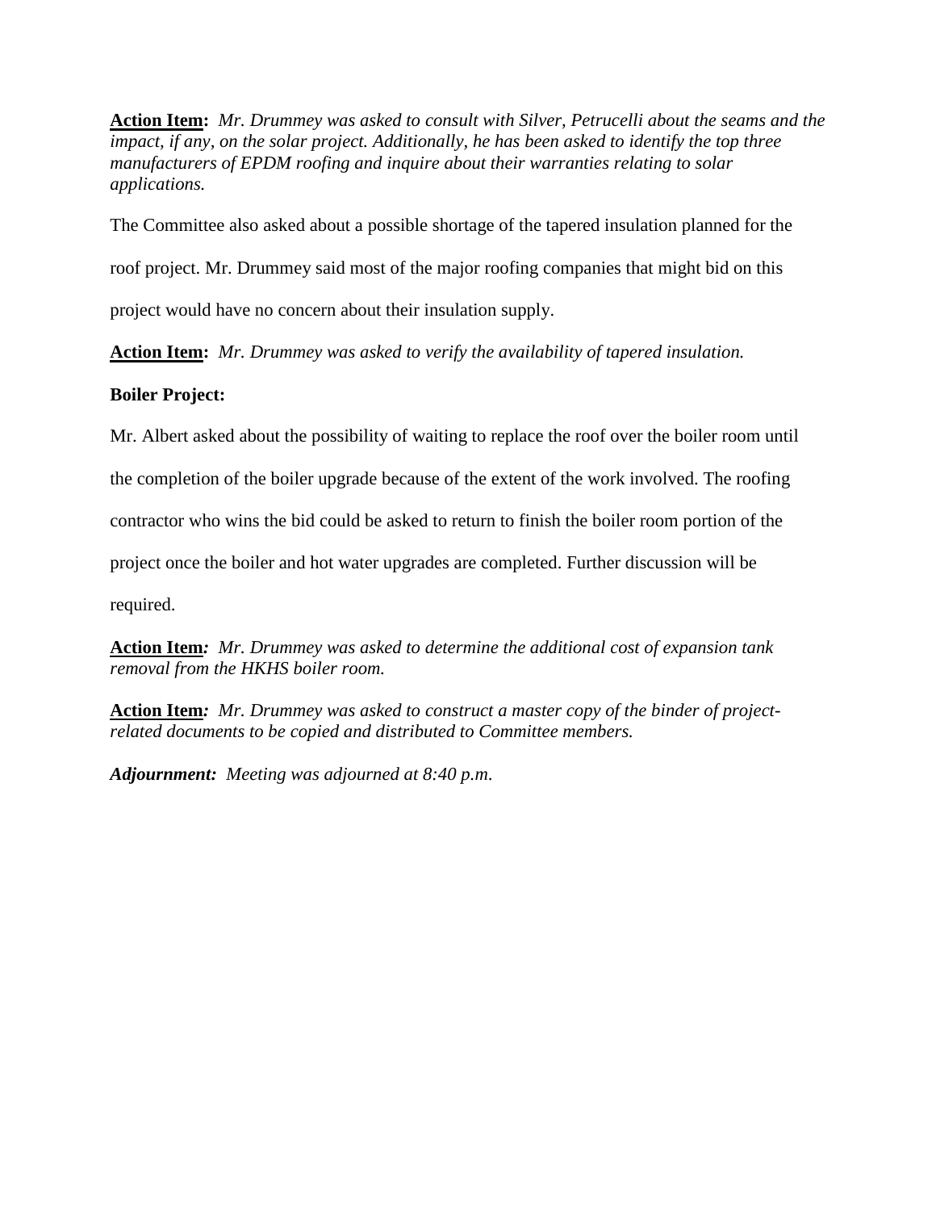**Action Item:** *Mr. Drummey was asked to consult with Silver, Petrucelli about the seams and the impact, if any, on the solar project. Additionally, he has been asked to identify the top three manufacturers of EPDM roofing and inquire about their warranties relating to solar applications.*

The Committee also asked about a possible shortage of the tapered insulation planned for the roof project. Mr. Drummey said most of the major roofing companies that might bid on this project would have no concern about their insulation supply.

**Action Item:** *Mr. Drummey was asked to verify the availability of tapered insulation.*

**Boiler Project:**

Mr. Albert asked about the possibility of waiting to replace the roof over the boiler room until the completion of the boiler upgrade because of the extent of the work involved. The roofing contractor who wins the bid could be asked to return to finish the boiler room portion of the project once the boiler and hot water upgrades are completed. Further discussion will be required.

**Action Item***:* *Mr. Drummey was asked to determine the additional cost of expansion tank removal from the HKHS boiler room.*

**Action Item***:* *Mr. Drummey was asked to construct a master copy of the binder of project-related documents to be copied and distributed to Committee members.*

***Adjournment:*** *Meeting was adjourned at 8:40 p.m.*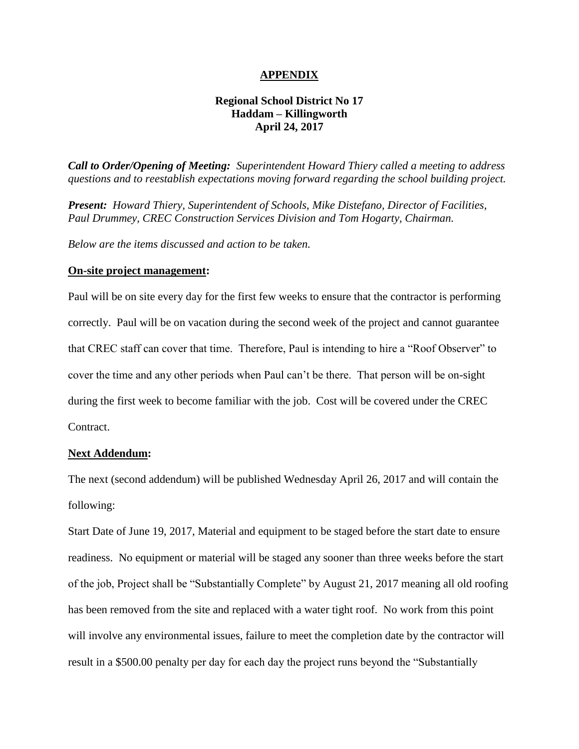# APPENDIX

## Regional School District No 17
## Haddam – Killingworth
## April 24, 2017

***Call to Order/Opening of Meeting:*** *Superintendent Howard Thiery called a meeting to address questions and to reestablish expectations moving forward regarding the school building project.*

***Present:*** *Howard Thiery, Superintendent of Schools, Mike Distefano, Director of Facilities, Paul Drummey, CREC Construction Services Division and Tom Hogarty, Chairman.*

*Below are the items discussed and action to be taken.*

**On-site project management:**

Paul will be on site every day for the first few weeks to ensure that the contractor is performing correctly. Paul will be on vacation during the second week of the project and cannot guarantee that CREC staff can cover that time. Therefore, Paul is intending to hire a "Roof Observer" to cover the time and any other periods when Paul can't be there. That person will be on-sight during the first week to become familiar with the job. Cost will be covered under the CREC Contract.

**Next Addendum:**

The next (second addendum) will be published Wednesday April 26, 2017 and will contain the following:

Start Date of June 19, 2017, Material and equipment to be staged before the start date to ensure readiness. No equipment or material will be staged any sooner than three weeks before the start of the job, Project shall be "Substantially Complete" by August 21, 2017 meaning all old roofing has been removed from the site and replaced with a water tight roof. No work from this point will involve any environmental issues, failure to meet the completion date by the contractor will result in a $500.00 penalty per day for each day the project runs beyond the "Substantially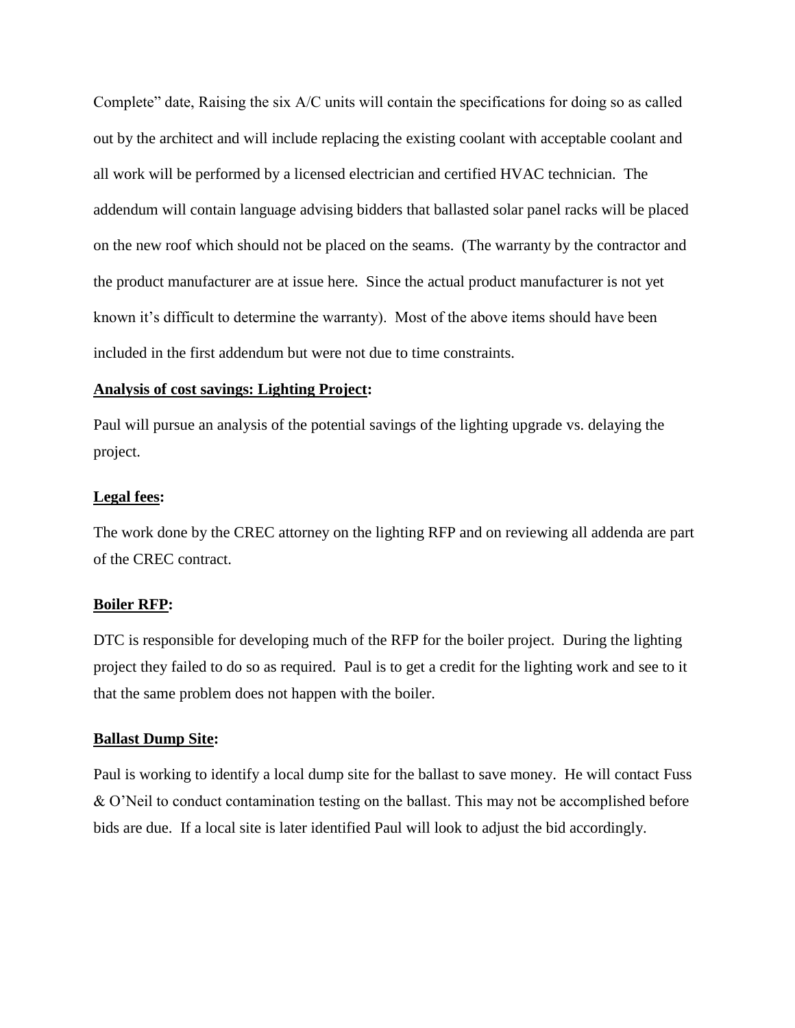Complete" date, Raising the six A/C units will contain the specifications for doing so as called out by the architect and will include replacing the existing coolant with acceptable coolant and all work will be performed by a licensed electrician and certified HVAC technician. The addendum will contain language advising bidders that ballasted solar panel racks will be placed on the new roof which should not be placed on the seams. (The warranty by the contractor and the product manufacturer are at issue here. Since the actual product manufacturer is not yet known it's difficult to determine the warranty). Most of the above items should have been included in the first addendum but were not due to time constraints.

**Analysis of cost savings: Lighting Project:**

Paul will pursue an analysis of the potential savings of the lighting upgrade vs. delaying the project.

**Legal fees:**

The work done by the CREC attorney on the lighting RFP and on reviewing all addenda are part of the CREC contract.

**Boiler RFP:**

DTC is responsible for developing much of the RFP for the boiler project. During the lighting project they failed to do so as required. Paul is to get a credit for the lighting work and see to it that the same problem does not happen with the boiler.

**Ballast Dump Site:**

Paul is working to identify a local dump site for the ballast to save money. He will contact Fuss & O'Neil to conduct contamination testing on the ballast. This may not be accomplished before bids are due. If a local site is later identified Paul will look to adjust the bid accordingly.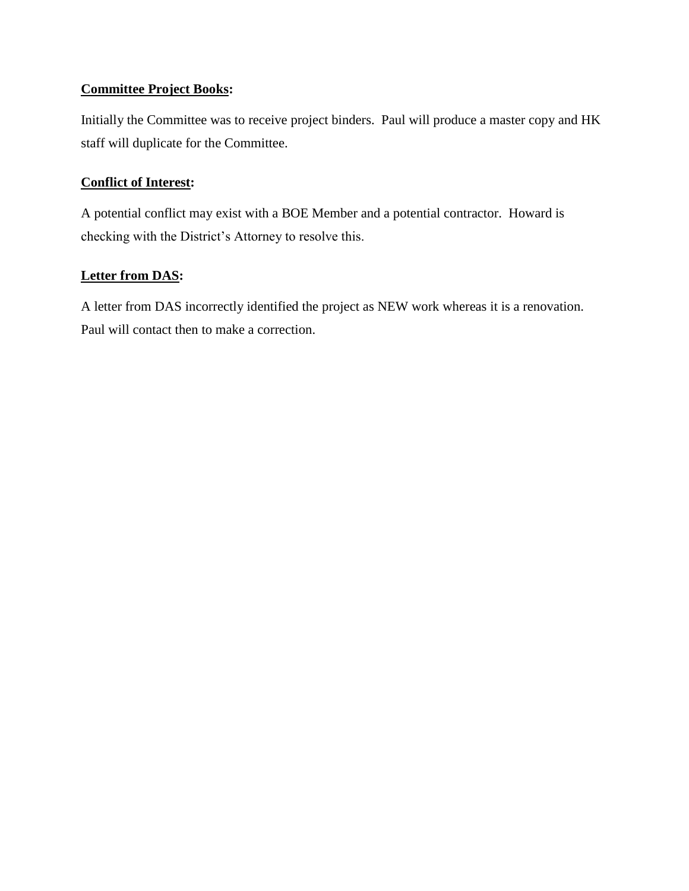**<u>Committee Project Books</u>:**

Initially the Committee was to receive project binders.  Paul will produce a master copy and HK staff will duplicate for the Committee.

**<u>Conflict of Interest</u>:**

A potential conflict may exist with a BOE Member and a potential contractor.  Howard is checking with the District's Attorney to resolve this.

**<u>Letter from DAS</u>:**

A letter from DAS incorrectly identified the project as NEW work whereas it is a renovation.  Paul will contact then to make a correction.